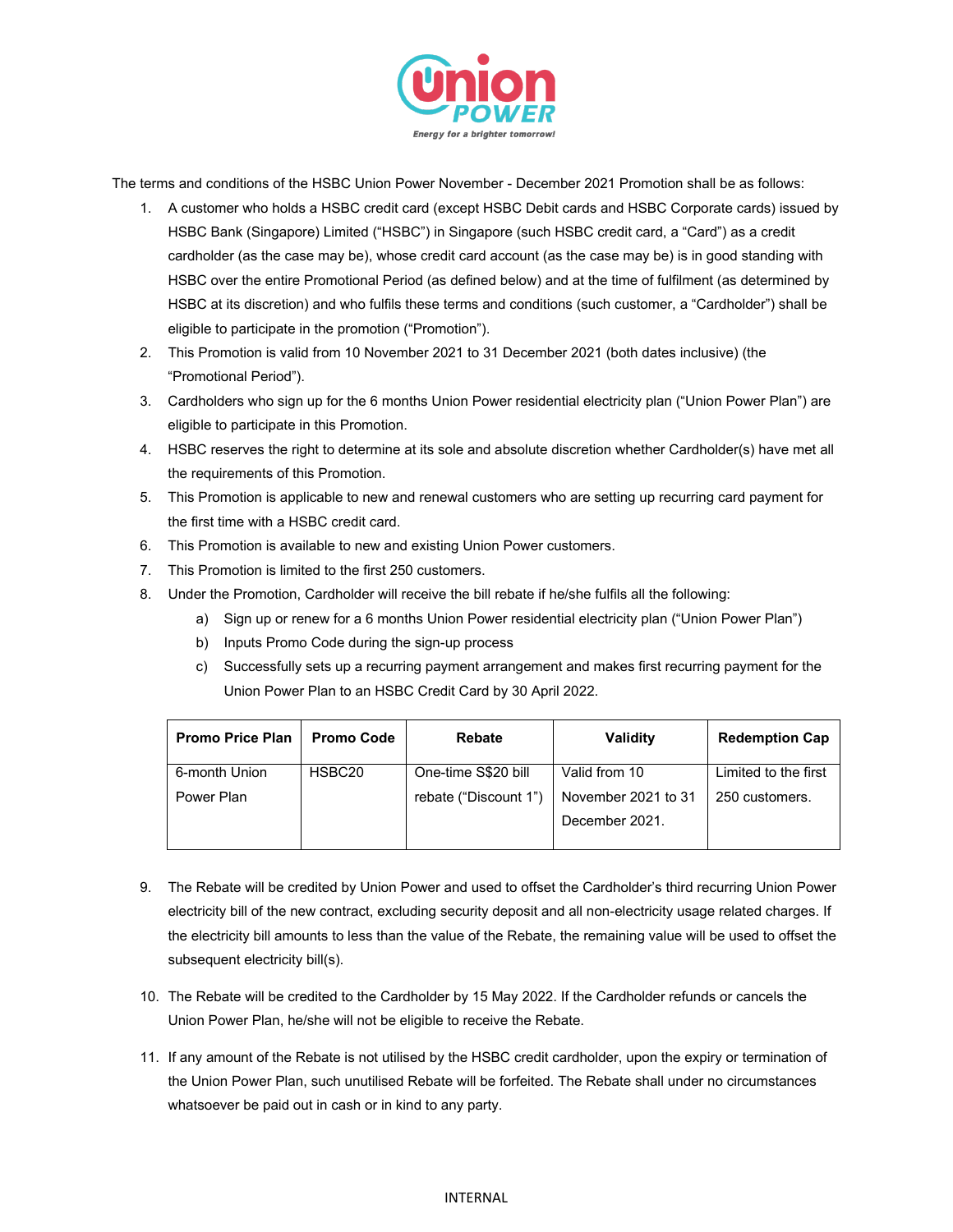The terms and conditions of the HSBC Union Power November - December 2021 Promotion shall be as follows:

1. A customer who holds a HSBC credit card (except HSBC Debit cards and HSBC Corporate cards) issued by HSBC Bank (Singapore) Limited ("HSBC") in Singapore (such HSBC credit card, a "Card") as a credit cardholder (as the case may be), whose credit card account (as the case may be) is in good standing with HSBC over the entire Promotional Period (as defined below) and at the time of fulfilment (as determined by HSBC at its discretion) and who fulfils these terms and conditions (such customer, a "Cardholder") shall be eligible to participate in the promotion ("Promotion").
2. This Promotion is valid from 10 November 2021 to 31 December 2021 (both dates inclusive) (the "Promotional Period").
3. Cardholders who sign up for the 6 months Union Power residential electricity plan ("Union Power Plan") are eligible to participate in this Promotion.
4. HSBC reserves the right to determine at its sole and absolute discretion whether Cardholder(s) have met all the requirements of this Promotion.
5. This Promotion is applicable to new and renewal customers who are setting up recurring card payment for the first time with a HSBC credit card.
6. This Promotion is available to new and existing Union Power customers.
7. This Promotion is limited to the first 250 customers.
8. Under the Promotion, Cardholder will receive the bill rebate if he/she fulfils all the following:
   a) Sign up or renew for a 6 months Union Power residential electricity plan ("Union Power Plan")
   b) Inputs Promo Code during the sign-up process
   c) Successfully sets up a recurring payment arrangement and makes first recurring payment for the Union Power Plan to an HSBC Credit Card by 30 April 2022.

| Promo Price Plan | Promo Code | Rebate | Validity | Redemption Cap |
|---|---|---|---|---|
| 6-month Union Power Plan | HSBC20 | One-time S$20 bill rebate ("Discount 1") | Valid from 10 November 2021 to 31 December 2021. | Limited to the first 250 customers. |

9. The Rebate will be credited by Union Power and used to offset the Cardholder's third recurring Union Power electricity bill of the new contract, excluding security deposit and all non-electricity usage related charges. If the electricity bill amounts to less than the value of the Rebate, the remaining value will be used to offset the subsequent electricity bill(s).

10. The Rebate will be credited to the Cardholder by 15 May 2022. If the Cardholder refunds or cancels the Union Power Plan, he/she will not be eligible to receive the Rebate.

11. If any amount of the Rebate is not utilised by the HSBC credit cardholder, upon the expiry or termination of the Union Power Plan, such unutilised Rebate will be forfeited. The Rebate shall under no circumstances whatsoever be paid out in cash or in kind to any party.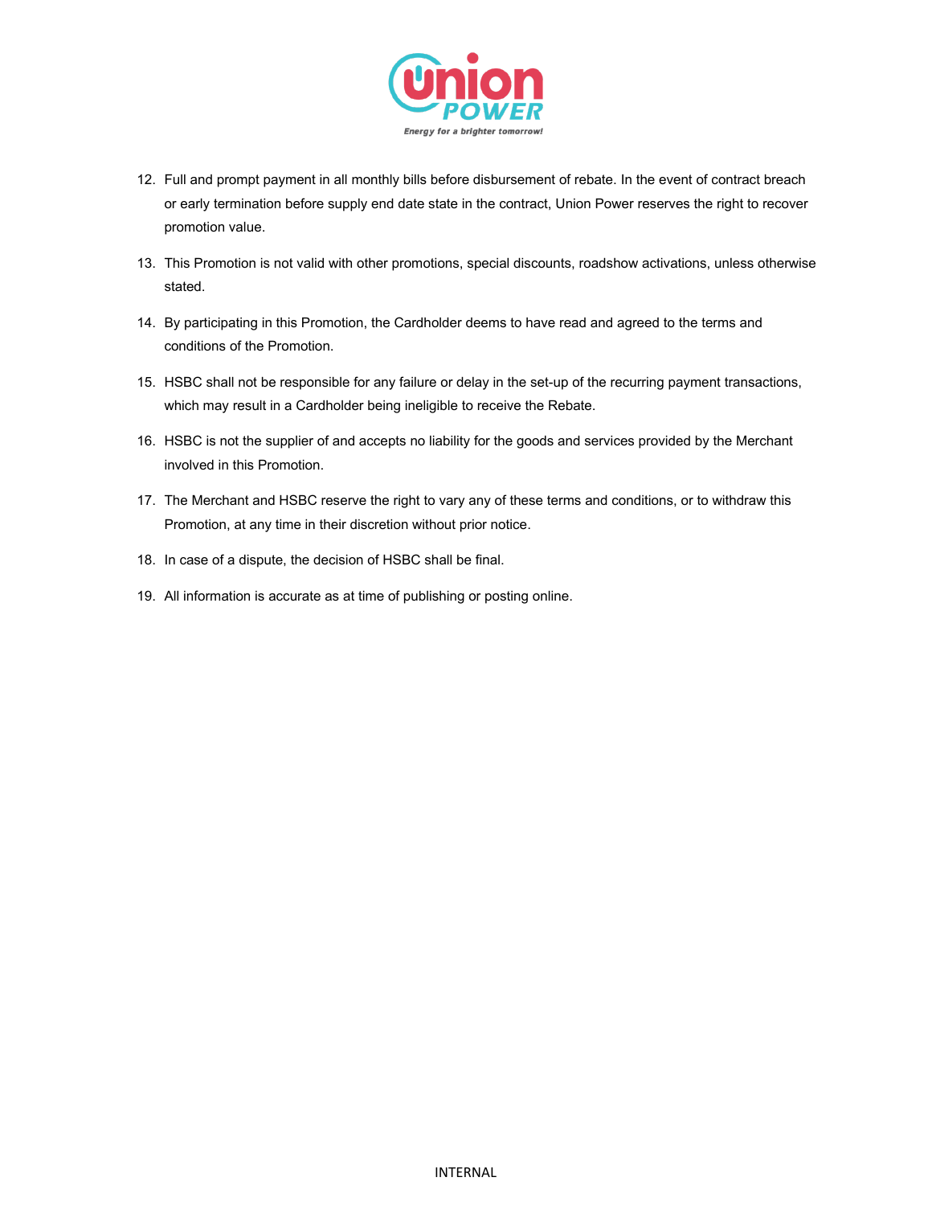12. Full and prompt payment in all monthly bills before disbursement of rebate. In the event of contract breach or early termination before supply end date state in the contract, Union Power reserves the right to recover promotion value.

13. This Promotion is not valid with other promotions, special discounts, roadshow activations, unless otherwise stated.

14. By participating in this Promotion, the Cardholder deems to have read and agreed to the terms and conditions of the Promotion.

15. HSBC shall not be responsible for any failure or delay in the set-up of the recurring payment transactions, which may result in a Cardholder being ineligible to receive the Rebate.

16. HSBC is not the supplier of and accepts no liability for the goods and services provided by the Merchant involved in this Promotion.

17. The Merchant and HSBC reserve the right to vary any of these terms and conditions, or to withdraw this Promotion, at any time in their discretion without prior notice.

18. In case of a dispute, the decision of HSBC shall be final.

19. All information is accurate as at time of publishing or posting online.